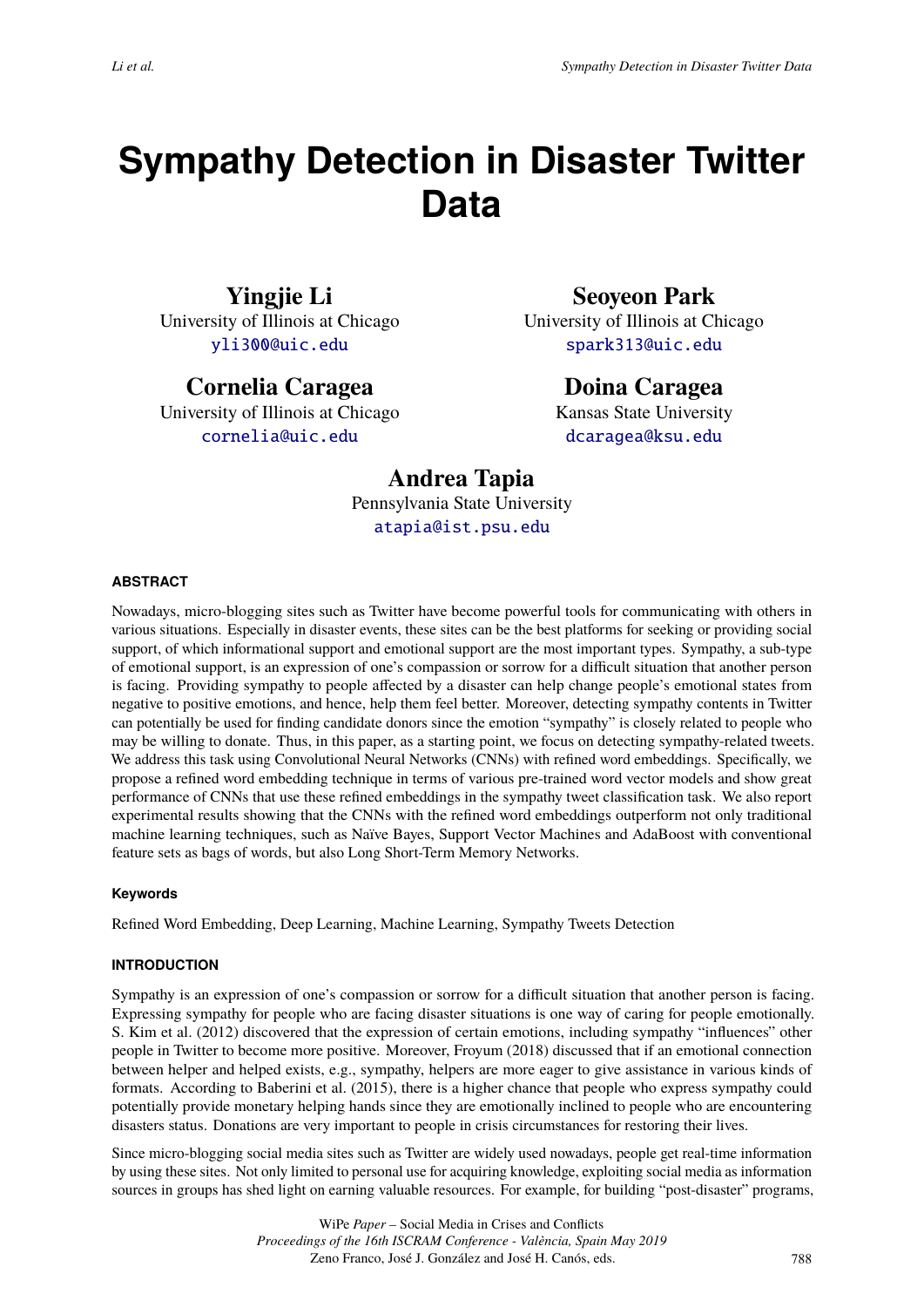# Sympathy Detection in Disaster Twitter Data

**Yingjie Li**
University of Illinois at Chicago
yli300@uic.edu

**Seoyeon Park**
University of Illinois at Chicago
spark313@uic.edu

**Cornelia Caragea**
University of Illinois at Chicago
cornelia@uic.edu

**Doina Caragea**
Kansas State University
dcaragea@ksu.edu

**Andrea Tapia**
Pennsylvania State University
atapia@ist.psu.edu

## ABSTRACT

Nowadays, micro-blogging sites such as Twitter have become powerful tools for communicating with others in various situations. Especially in disaster events, these sites can be the best platforms for seeking or providing social support, of which informational support and emotional support are the most important types. Sympathy, a sub-type of emotional support, is an expression of one's compassion or sorrow for a difficult situation that another person is facing. Providing sympathy to people affected by a disaster can help change people's emotional states from negative to positive emotions, and hence, help them feel better. Moreover, detecting sympathy contents in Twitter can potentially be used for finding candidate donors since the emotion "sympathy" is closely related to people who may be willing to donate. Thus, in this paper, as a starting point, we focus on detecting sympathy-related tweets. We address this task using Convolutional Neural Networks (CNNs) with refined word embeddings. Specifically, we propose a refined word embedding technique in terms of various pre-trained word vector models and show great performance of CNNs that use these refined embeddings in the sympathy tweet classification task. We also report experimental results showing that the CNNs with the refined word embeddings outperform not only traditional machine learning techniques, such as Naïve Bayes, Support Vector Machines and AdaBoost with conventional feature sets as bags of words, but also Long Short-Term Memory Networks.

### Keywords

Refined Word Embedding, Deep Learning, Machine Learning, Sympathy Tweets Detection

## INTRODUCTION

Sympathy is an expression of one's compassion or sorrow for a difficult situation that another person is facing. Expressing sympathy for people who are facing disaster situations is one way of caring for people emotionally. S. Kim et al. (2012) discovered that the expression of certain emotions, including sympathy "influences" other people in Twitter to become more positive. Moreover, Froyum (2018) discussed that if an emotional connection between helper and helped exists, e.g., sympathy, helpers are more eager to give assistance in various kinds of formats. According to Baberini et al. (2015), there is a higher chance that people who express sympathy could potentially provide monetary helping hands since they are emotionally inclined to people who are encountering disasters status. Donations are very important to people in crisis circumstances for restoring their lives.

Since micro-blogging social media sites such as Twitter are widely used nowadays, people get real-time information by using these sites. Not only limited to personal use for acquiring knowledge, exploiting social media as information sources in groups has shed light on earning valuable resources. For example, for building "post-disaster" programs,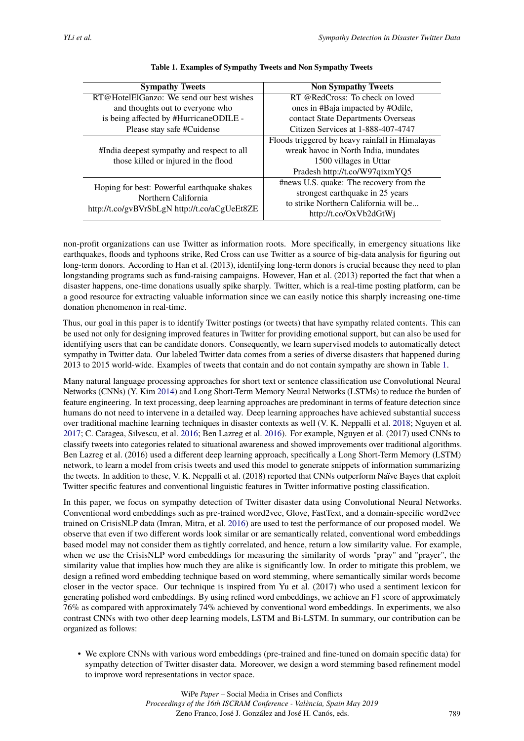**Table 1. Examples of Sympathy Tweets and Non Sympathy Tweets**

| Sympathy Tweets | Non Sympathy Tweets |
|---|---|
| RT@HotelElGanzo: We send our best wishes and thoughts out to everyone who is being affected by #HurricaneODILE - Please stay safe #Cuidense | RT @RedCross: To check on loved ones in #Baja impacted by #Odile, contact State Departments Overseas Citizen Services at 1-888-407-4747 |
| #India deepest sympathy and respect to all those killed or injured in the flood | Floods triggered by heavy rainfall in Himalayas wreak havoc in North India, inundates 1500 villages in Uttar Pradesh http://t.co/W97qixmYQ5 |
| Hoping for best: Powerful earthquake shakes Northern California http://t.co/gvBVrSbLgN http://t.co/aCgUeEt8ZE | #news U.S. quake: The recovery from the strongest earthquake in 25 years to strike Northern California will be... http://t.co/OxVb2dGtWj |

non-profit organizations can use Twitter as information roots. More specifically, in emergency situations like earthquakes, floods and typhoons strike, Red Cross can use Twitter as a source of big-data analysis for figuring out long-term donors. According to Han et al. (2013), identifying long-term donors is crucial because they need to plan longstanding programs such as fund-raising campaigns. However, Han et al. (2013) reported the fact that when a disaster happens, one-time donations usually spike sharply. Twitter, which is a real-time posting platform, can be a good resource for extracting valuable information since we can easily notice this sharply increasing one-time donation phenomenon in real-time.

Thus, our goal in this paper is to identify Twitter postings (or tweets) that have sympathy related contents. This can be used not only for designing improved features in Twitter for providing emotional support, but can also be used for identifying users that can be candidate donors. Consequently, we learn supervised models to automatically detect sympathy in Twitter data. Our labeled Twitter data comes from a series of diverse disasters that happened during 2013 to 2015 world-wide. Examples of tweets that contain and do not contain sympathy are shown in Table 1.

Many natural language processing approaches for short text or sentence classification use Convolutional Neural Networks (CNNs) (Y. Kim 2014) and Long Short-Term Memory Neural Networks (LSTMs) to reduce the burden of feature engineering. In text processing, deep learning approaches are predominant in terms of feature detection since humans do not need to intervene in a detailed way. Deep learning approaches have achieved substantial success over traditional machine learning techniques in disaster contexts as well (V. K. Neppalli et al. 2018; Nguyen et al. 2017; C. Caragea, Silvescu, et al. 2016; Ben Lazreg et al. 2016). For example, Nguyen et al. (2017) used CNNs to classify tweets into categories related to situational awareness and showed improvements over traditional algorithms. Ben Lazreg et al. (2016) used a different deep learning approach, specifically a Long Short-Term Memory (LSTM) network, to learn a model from crisis tweets and used this model to generate snippets of information summarizing the tweets. In addition to these, V. K. Neppalli et al. (2018) reported that CNNs outperform Naïve Bayes that exploit Twitter specific features and conventional linguistic features in Twitter informative posting classification.

In this paper, we focus on sympathy detection of Twitter disaster data using Convolutional Neural Networks. Conventional word embeddings such as pre-trained word2vec, Glove, FastText, and a domain-specific word2vec trained on CrisisNLP data (Imran, Mitra, et al. 2016) are used to test the performance of our proposed model. We observe that even if two different words look similar or are semantically related, conventional word embeddings based model may not consider them as tightly correlated, and hence, return a low similarity value. For example, when we use the CrisisNLP word embeddings for measuring the similarity of words "pray" and "prayer", the similarity value that implies how much they are alike is significantly low. In order to mitigate this problem, we design a refined word embedding technique based on word stemming, where semantically similar words become closer in the vector space. Our technique is inspired from Yu et al. (2017) who used a sentiment lexicon for generating polished word embeddings. By using refined word embeddings, we achieve an F1 score of approximately 76% as compared with approximately 74% achieved by conventional word embeddings. In experiments, we also contrast CNNs with two other deep learning models, LSTM and Bi-LSTM. In summary, our contribution can be organized as follows:

- We explore CNNs with various word embeddings (pre-trained and fine-tuned on domain specific data) for sympathy detection of Twitter disaster data. Moreover, we design a word stemming based refinement model to improve word representations in vector space.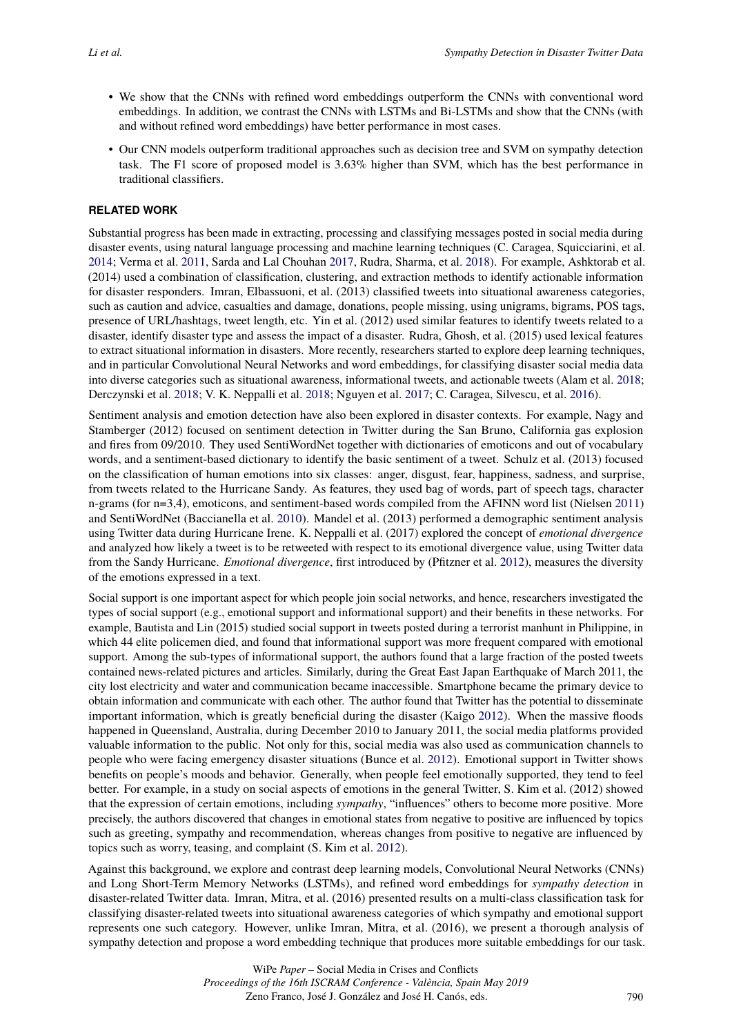- We show that the CNNs with refined word embeddings outperform the CNNs with conventional word embeddings. In addition, we contrast the CNNs with LSTMs and Bi-LSTMs and show that the CNNs (with and without refined word embeddings) have better performance in most cases.
- Our CNN models outperform traditional approaches such as decision tree and SVM on sympathy detection task. The F1 score of proposed model is 3.63% higher than SVM, which has the best performance in traditional classifiers.

## RELATED WORK

Substantial progress has been made in extracting, processing and classifying messages posted in social media during disaster events, using natural language processing and machine learning techniques (C. Caragea, Squicciarini, et al. 2014; Verma et al. 2011, Sarda and Lal Chouhan 2017, Rudra, Sharma, et al. 2018). For example, Ashktorab et al. (2014) used a combination of classification, clustering, and extraction methods to identify actionable information for disaster responders. Imran, Elbassuoni, et al. (2013) classified tweets into situational awareness categories, such as caution and advice, casualties and damage, donations, people missing, using unigrams, bigrams, POS tags, presence of URL/hashtags, tweet length, etc. Yin et al. (2012) used similar features to identify tweets related to a disaster, identify disaster type and assess the impact of a disaster. Rudra, Ghosh, et al. (2015) used lexical features to extract situational information in disasters. More recently, researchers started to explore deep learning techniques, and in particular Convolutional Neural Networks and word embeddings, for classifying disaster social media data into diverse categories such as situational awareness, informational tweets, and actionable tweets (Alam et al. 2018; Derczynski et al. 2018; V. K. Neppalli et al. 2018; Nguyen et al. 2017; C. Caragea, Silvescu, et al. 2016).

Sentiment analysis and emotion detection have also been explored in disaster contexts. For example, Nagy and Stamberger (2012) focused on sentiment detection in Twitter during the San Bruno, California gas explosion and fires from 09/2010. They used SentiWordNet together with dictionaries of emoticons and out of vocabulary words, and a sentiment-based dictionary to identify the basic sentiment of a tweet. Schulz et al. (2013) focused on the classification of human emotions into six classes: anger, disgust, fear, happiness, sadness, and surprise, from tweets related to the Hurricane Sandy. As features, they used bag of words, part of speech tags, character n-grams (for n=3,4), emoticons, and sentiment-based words compiled from the AFINN word list (Nielsen 2011) and SentiWordNet (Baccianella et al. 2010). Mandel et al. (2013) performed a demographic sentiment analysis using Twitter data during Hurricane Irene. K. Neppalli et al. (2017) explored the concept of *emotional divergence* and analyzed how likely a tweet is to be retweeted with respect to its emotional divergence value, using Twitter data from the Sandy Hurricane. *Emotional divergence*, first introduced by (Pfitzner et al. 2012), measures the diversity of the emotions expressed in a text.

Social support is one important aspect for which people join social networks, and hence, researchers investigated the types of social support (e.g., emotional support and informational support) and their benefits in these networks. For example, Bautista and Lin (2015) studied social support in tweets posted during a terrorist manhunt in Philippine, in which 44 elite policemen died, and found that informational support was more frequent compared with emotional support. Among the sub-types of informational support, the authors found that a large fraction of the posted tweets contained news-related pictures and articles. Similarly, during the Great East Japan Earthquake of March 2011, the city lost electricity and water and communication became inaccessible. Smartphone became the primary device to obtain information and communicate with each other. The author found that Twitter has the potential to disseminate important information, which is greatly beneficial during the disaster (Kaigo 2012). When the massive floods happened in Queensland, Australia, during December 2010 to January 2011, the social media platforms provided valuable information to the public. Not only for this, social media was also used as communication channels to people who were facing emergency disaster situations (Bunce et al. 2012). Emotional support in Twitter shows benefits on people's moods and behavior. Generally, when people feel emotionally supported, they tend to feel better. For example, in a study on social aspects of emotions in the general Twitter, S. Kim et al. (2012) showed that the expression of certain emotions, including *sympathy*, "influences" others to become more positive. More precisely, the authors discovered that changes in emotional states from negative to positive are influenced by topics such as greeting, sympathy and recommendation, whereas changes from positive to negative are influenced by topics such as worry, teasing, and complaint (S. Kim et al. 2012).

Against this background, we explore and contrast deep learning models, Convolutional Neural Networks (CNNs) and Long Short-Term Memory Networks (LSTMs), and refined word embeddings for *sympathy detection* in disaster-related Twitter data. Imran, Mitra, et al. (2016) presented results on a multi-class classification task for classifying disaster-related tweets into situational awareness categories of which sympathy and emotional support represents one such category. However, unlike Imran, Mitra, et al. (2016), we present a thorough analysis of sympathy detection and propose a word embedding technique that produces more suitable embeddings for our task.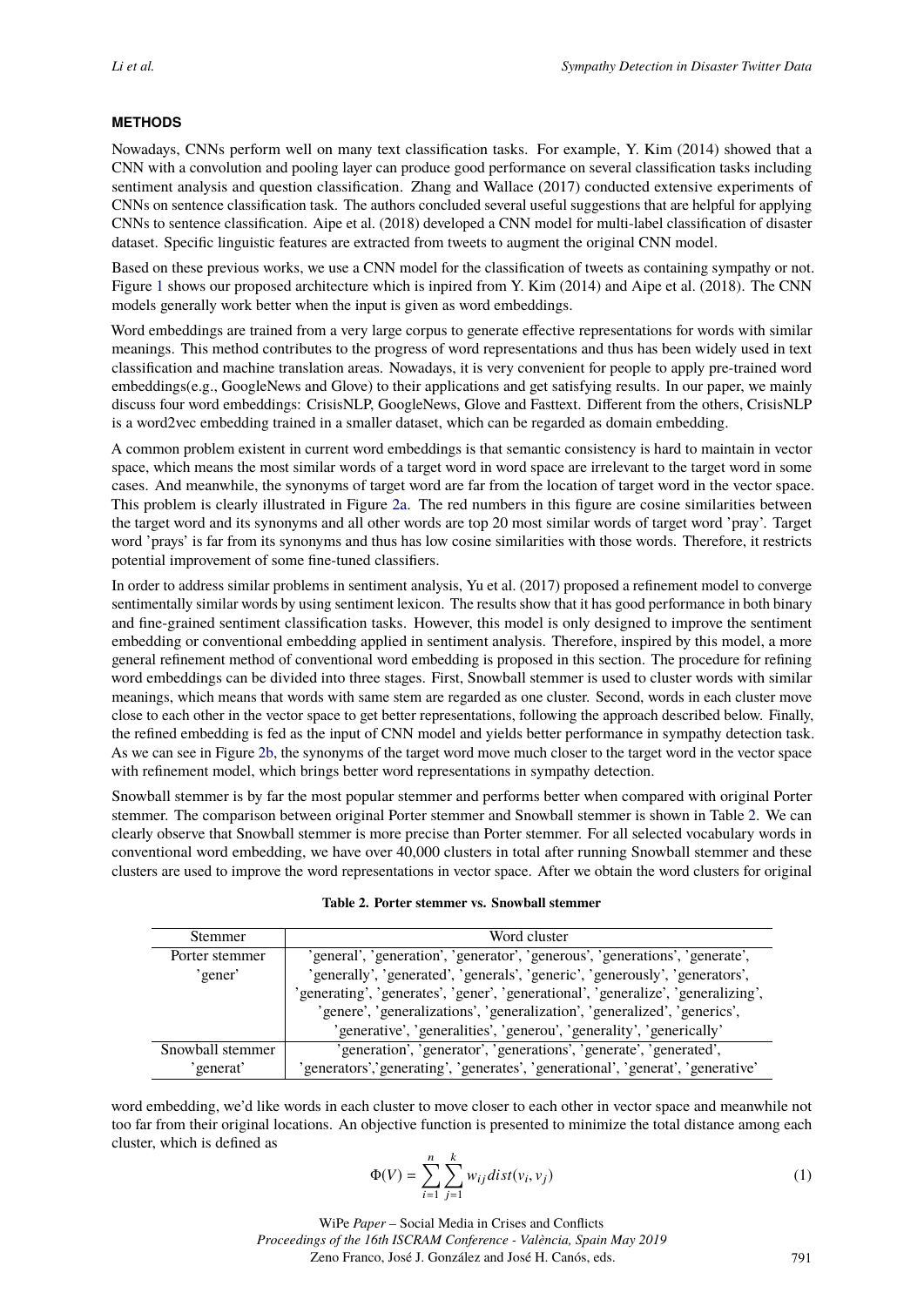### METHODS

Nowadays, CNNs perform well on many text classification tasks. For example, Y. Kim (2014) showed that a CNN with a convolution and pooling layer can produce good performance on several classification tasks including sentiment analysis and question classification. Zhang and Wallace (2017) conducted extensive experiments of CNNs on sentence classification task. The authors concluded several useful suggestions that are helpful for applying CNNs to sentence classification. Aipe et al. (2018) developed a CNN model for multi-label classification of disaster dataset. Specific linguistic features are extracted from tweets to augment the original CNN model.

Based on these previous works, we use a CNN model for the classification of tweets as containing sympathy or not. Figure 1 shows our proposed architecture which is inpired from Y. Kim (2014) and Aipe et al. (2018). The CNN models generally work better when the input is given as word embeddings.

Word embeddings are trained from a very large corpus to generate effective representations for words with similar meanings. This method contributes to the progress of word representations and thus has been widely used in text classification and machine translation areas. Nowadays, it is very convenient for people to apply pre-trained word embeddings(e.g., GoogleNews and Glove) to their applications and get satisfying results. In our paper, we mainly discuss four word embeddings: CrisisNLP, GoogleNews, Glove and Fasttext. Different from the others, CrisisNLP is a word2vec embedding trained in a smaller dataset, which can be regarded as domain embedding.

A common problem existent in current word embeddings is that semantic consistency is hard to maintain in vector space, which means the most similar words of a target word in word space are irrelevant to the target word in some cases. And meanwhile, the synonyms of target word are far from the location of target word in the vector space. This problem is clearly illustrated in Figure 2a. The red numbers in this figure are cosine similarities between the target word and its synonyms and all other words are top 20 most similar words of target word 'pray'. Target word 'prays' is far from its synonyms and thus has low cosine similarities with those words. Therefore, it restricts potential improvement of some fine-tuned classifiers.

In order to address similar problems in sentiment analysis, Yu et al. (2017) proposed a refinement model to converge sentimentally similar words by using sentiment lexicon. The results show that it has good performance in both binary and fine-grained sentiment classification tasks. However, this model is only designed to improve the sentiment embedding or conventional embedding applied in sentiment analysis. Therefore, inspired by this model, a more general refinement method of conventional word embedding is proposed in this section. The procedure for refining word embeddings can be divided into three stages. First, Snowball stemmer is used to cluster words with similar meanings, which means that words with same stem are regarded as one cluster. Second, words in each cluster move close to each other in the vector space to get better representations, following the approach described below. Finally, the refined embedding is fed as the input of CNN model and yields better performance in sympathy detection task. As we can see in Figure 2b, the synonyms of the target word move much closer to the target word in the vector space with refinement model, which brings better word representations in sympathy detection.

Snowball stemmer is by far the most popular stemmer and performs better when compared with original Porter stemmer. The comparison between original Porter stemmer and Snowball stemmer is shown in Table 2. We can clearly observe that Snowball stemmer is more precise than Porter stemmer. For all selected vocabulary words in conventional word embedding, we have over 40,000 clusters in total after running Snowball stemmer and these clusters are used to improve the word representations in vector space. After we obtain the word clusters for original word embedding, we'd like words in each cluster to move closer to each other in vector space and meanwhile not too far from their original locations. An objective function is presented to minimize the total distance among each cluster, which is defined as

**Table 2. Porter stemmer vs. Snowball stemmer**

| Stemmer | Word cluster |
|---|---|
| Porter stemmer 'gener' | 'general', 'generation', 'generator', 'generous', 'generations', 'generate', 'generally', 'generated', 'generals', 'generic', 'generously', 'generators', 'generating', 'generates', 'gener', 'generational', 'generalize', 'generalizing', 'genere', 'generalizations', 'generalization', 'generalized', 'generics', 'generative', 'generalities', 'generou', 'generality', 'generically' |
| Snowball stemmer 'generat' | 'generation', 'generator', 'generations', 'generate', 'generated', 'generators','generating', 'generates', 'generational', 'generat', 'generative' |

$$\Phi(V) = \sum_{i=1}^{n} \sum_{j=1}^{k} w_{ij} dist(v_i, v_j) \tag{1}$$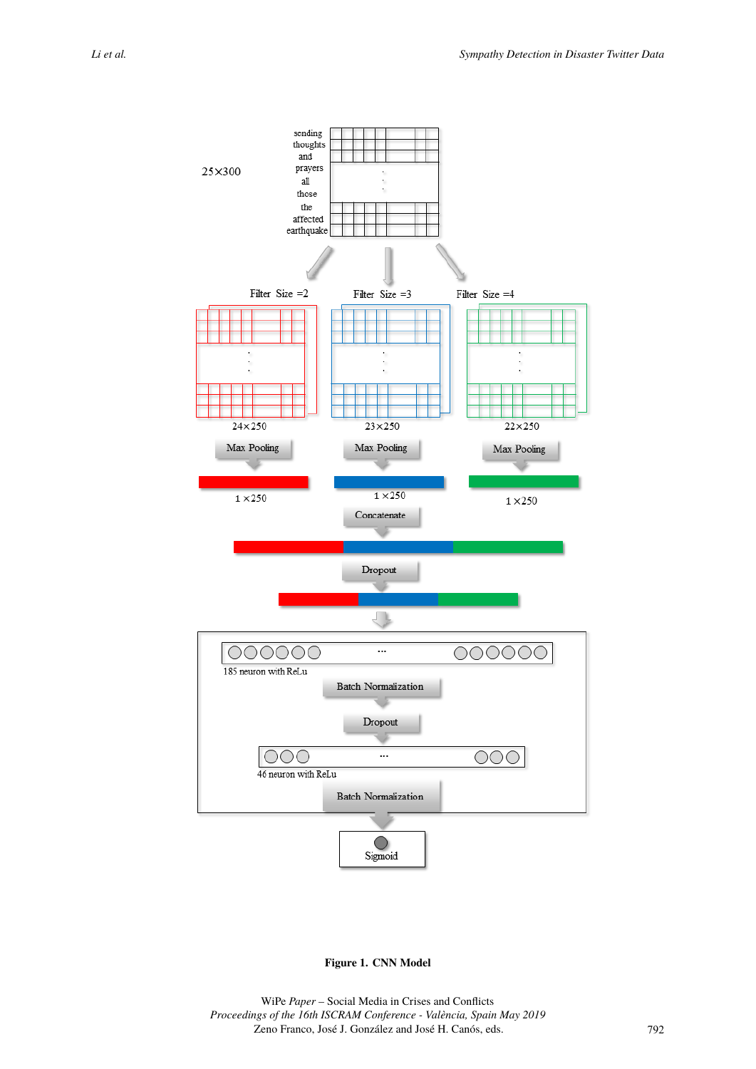Figure 1. CNN Model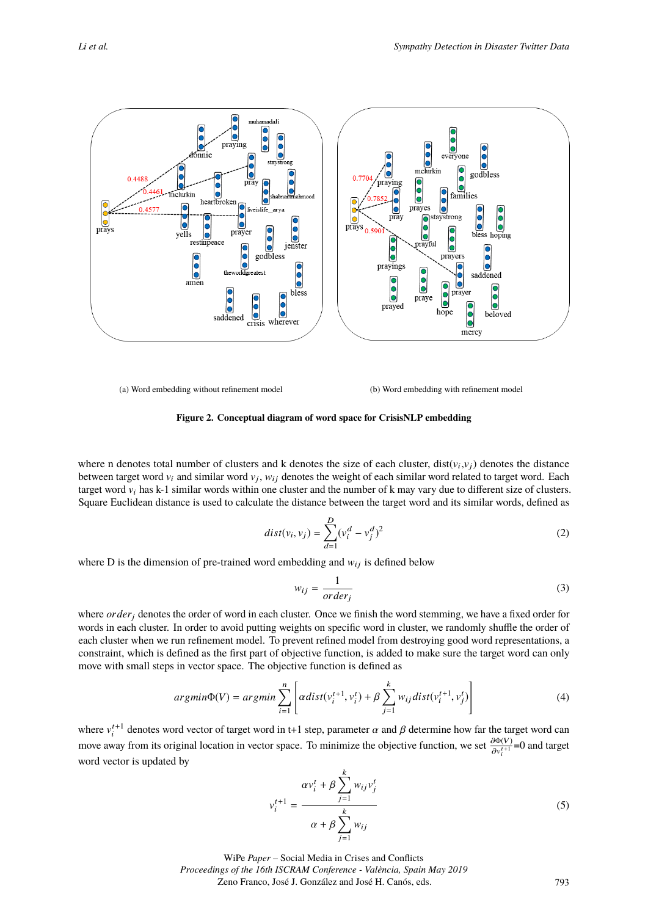(a) Word embedding without refinement model

(b) Word embedding with refinement model

**Figure 2. Conceptual diagram of word space for CrisisNLP embedding**

where n denotes total number of clusters and k denotes the size of each cluster, dist($v_i$,$v_j$) denotes the distance between target word $v_i$ and similar word $v_j$, $w_{ij}$ denotes the weight of each similar word related to target word. Each target word $v_i$ has k-1 similar words within one cluster and the number of k may vary due to different size of clusters. Square Euclidean distance is used to calculate the distance between the target word and its similar words, defined as

$$dist(v_i, v_j) = \sum_{d=1}^{D} (v_i^d - v_j^d)^2 \tag{2}$$

where D is the dimension of pre-trained word embedding and $w_{ij}$ is defined below

$$w_{ij} = \frac{1}{order_j} \tag{3}$$

where $order_j$ denotes the order of word in each cluster. Once we finish the word stemming, we have a fixed order for words in each cluster. In order to avoid putting weights on specific word in cluster, we randomly shuffle the order of each cluster when we run refinement model. To prevent refined model from destroying good word representations, a constraint, which is defined as the first part of objective function, is added to make sure the target word can only move with small steps in vector space. The objective function is defined as

$$argmin\Phi(V) = argmin \sum_{i=1}^{n} \left[ \alpha dist(v_i^{t+1}, v_i^t) + \beta \sum_{j=1}^{k} w_{ij} dist(v_i^{t+1}, v_j^t) \right] \tag{4}$$

where $v_i^{t+1}$ denotes word vector of target word in t+1 step, parameter $\alpha$ and $\beta$ determine how far the target word can move away from its original location in vector space. To minimize the objective function, we set $\frac{\partial \Phi(V)}{\partial v_i^{t+1}}$=0 and target word vector is updated by

$$v_i^{t+1} = \frac{\alpha v_i^t + \beta \sum_{j=1}^{k} w_{ij} v_j^t}{\alpha + \beta \sum_{j=1}^{k} w_{ij}} \tag{5}$$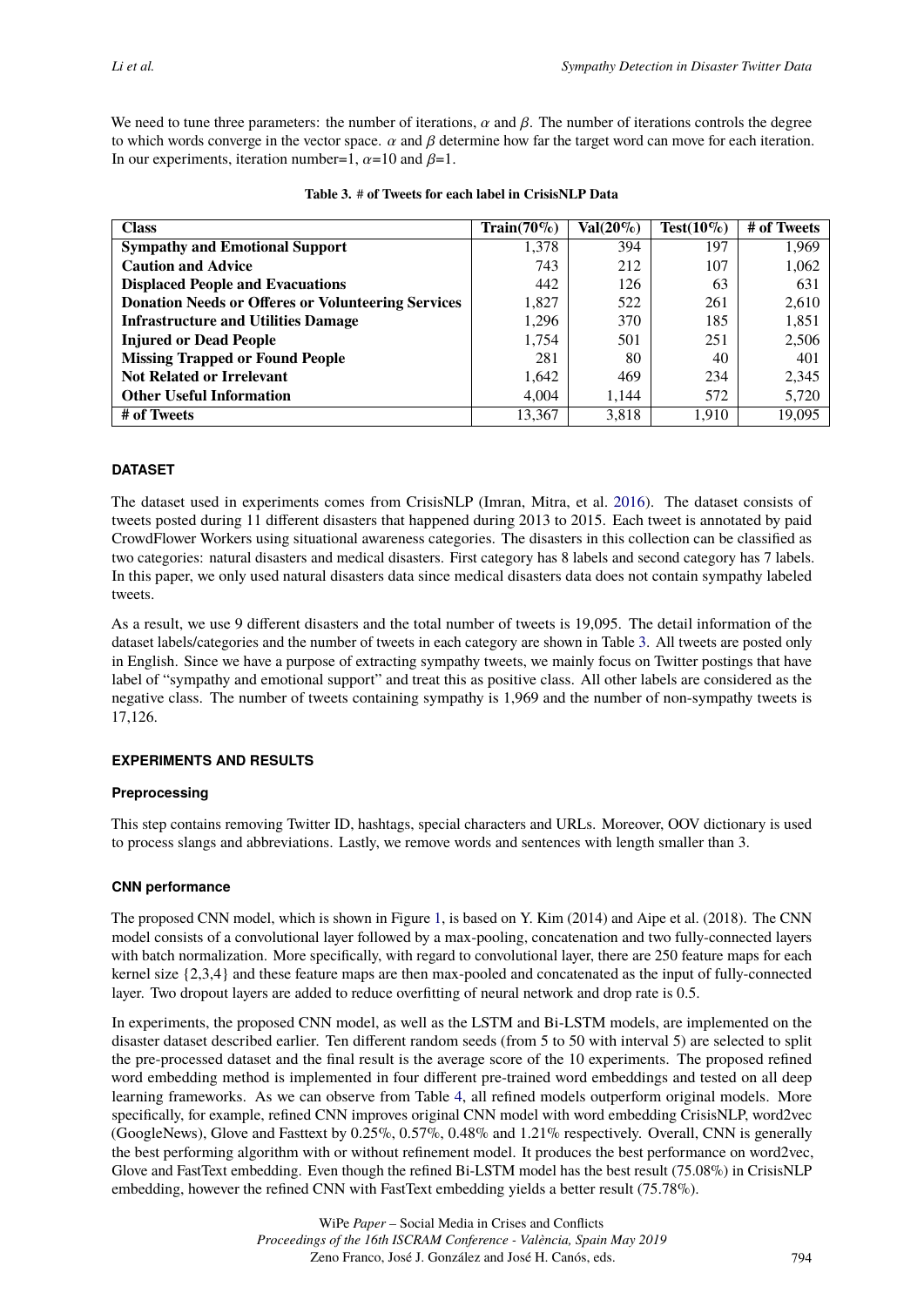We need to tune three parameters: the number of iterations, $\alpha$ and $\beta$. The number of iterations controls the degree to which words converge in the vector space. $\alpha$ and $\beta$ determine how far the target word can move for each iteration. In our experiments, iteration number=1, $\alpha$=10 and $\beta$=1.

**Table 3. # of Tweets for each label in CrisisNLP Data**

| Class | Train(70%) | Val(20%) | Test(10%) | # of Tweets |
|---|---|---|---|---|
| **Sympathy and Emotional Support** | 1,378 | 394 | 197 | 1,969 |
| **Caution and Advice** | 743 | 212 | 107 | 1,062 |
| **Displaced People and Evacuations** | 442 | 126 | 63 | 631 |
| **Donation Needs or Offeres or Volunteering Services** | 1,827 | 522 | 261 | 2,610 |
| **Infrastructure and Utilities Damage** | 1,296 | 370 | 185 | 1,851 |
| **Injured or Dead People** | 1,754 | 501 | 251 | 2,506 |
| **Missing Trapped or Found People** | 281 | 80 | 40 | 401 |
| **Not Related or Irrelevant** | 1,642 | 469 | 234 | 2,345 |
| **Other Useful Information** | 4,004 | 1,144 | 572 | 5,720 |
| **# of Tweets** | 13,367 | 3,818 | 1,910 | 19,095 |

## DATASET

The dataset used in experiments comes from CrisisNLP (Imran, Mitra, et al. 2016). The dataset consists of tweets posted during 11 different disasters that happened during 2013 to 2015. Each tweet is annotated by paid CrowdFlower Workers using situational awareness categories. The disasters in this collection can be classified as two categories: natural disasters and medical disasters. First category has 8 labels and second category has 7 labels. In this paper, we only used natural disasters data since medical disasters data does not contain sympathy labeled tweets.

As a result, we use 9 different disasters and the total number of tweets is 19,095. The detail information of the dataset labels/categories and the number of tweets in each category are shown in Table 3. All tweets are posted only in English. Since we have a purpose of extracting sympathy tweets, we mainly focus on Twitter postings that have label of "sympathy and emotional support" and treat this as positive class. All other labels are considered as the negative class. The number of tweets containing sympathy is 1,969 and the number of non-sympathy tweets is 17,126.

## EXPERIMENTS AND RESULTS

### Preprocessing

This step contains removing Twitter ID, hashtags, special characters and URLs. Moreover, OOV dictionary is used to process slangs and abbreviations. Lastly, we remove words and sentences with length smaller than 3.

### CNN performance

The proposed CNN model, which is shown in Figure 1, is based on Y. Kim (2014) and Aipe et al. (2018). The CNN model consists of a convolutional layer followed by a max-pooling, concatenation and two fully-connected layers with batch normalization. More specifically, with regard to convolutional layer, there are 250 feature maps for each kernel size {2,3,4} and these feature maps are then max-pooled and concatenated as the input of fully-connected layer. Two dropout layers are added to reduce overfitting of neural network and drop rate is 0.5.

In experiments, the proposed CNN model, as well as the LSTM and Bi-LSTM models, are implemented on the disaster dataset described earlier. Ten different random seeds (from 5 to 50 with interval 5) are selected to split the pre-processed dataset and the final result is the average score of the 10 experiments. The proposed refined word embedding method is implemented in four different pre-trained word embeddings and tested on all deep learning frameworks. As we can observe from Table 4, all refined models outperform original models. More specifically, for example, refined CNN improves original CNN model with word embedding CrisisNLP, word2vec (GoogleNews), Glove and Fasttext by 0.25%, 0.57%, 0.48% and 1.21% respectively. Overall, CNN is generally the best performing algorithm with or without refinement model. It produces the best performance on word2vec, Glove and FastText embedding. Even though the refined Bi-LSTM model has the best result (75.08%) in CrisisNLP embedding, however the refined CNN with FastText embedding yields a better result (75.78%).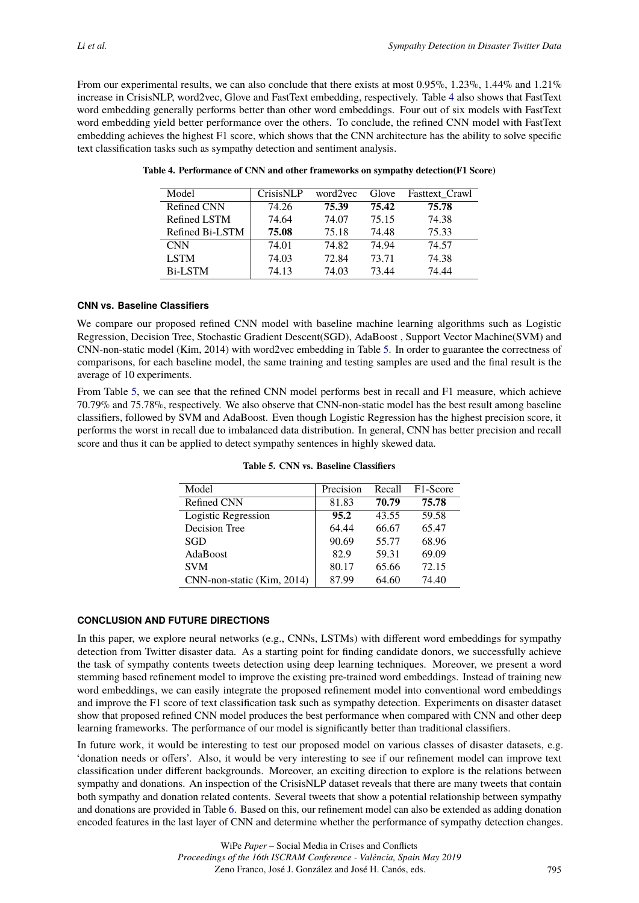From our experimental results, we can also conclude that there exists at most 0.95%, 1.23%, 1.44% and 1.21% increase in CrisisNLP, word2vec, Glove and FastText embedding, respectively. Table 4 also shows that FastText word embedding generally performs better than other word embeddings. Four out of six models with FastText word embedding yield better performance over the others. To conclude, the refined CNN model with FastText embedding achieves the highest F1 score, which shows that the CNN architecture has the ability to solve specific text classification tasks such as sympathy detection and sentiment analysis.

**Table 4. Performance of CNN and other frameworks on sympathy detection(F1 Score)**

| Model | CrisisNLP | word2vec | Glove | Fasttext_Crawl |
|---|---|---|---|---|
| Refined CNN | 74.26 | **75.39** | **75.42** | **75.78** |
| Refined LSTM | 74.64 | 74.07 | 75.15 | 74.38 |
| Refined Bi-LSTM | **75.08** | 75.18 | 74.48 | 75.33 |
| CNN | 74.01 | 74.82 | 74.94 | 74.57 |
| LSTM | 74.03 | 72.84 | 73.71 | 74.38 |
| Bi-LSTM | 74.13 | 74.03 | 73.44 | 74.44 |

#### CNN vs. Baseline Classifiers

We compare our proposed refined CNN model with baseline machine learning algorithms such as Logistic Regression, Decision Tree, Stochastic Gradient Descent(SGD), AdaBoost , Support Vector Machine(SVM) and CNN-non-static model (Kim, 2014) with word2vec embedding in Table 5. In order to guarantee the correctness of comparisons, for each baseline model, the same training and testing samples are used and the final result is the average of 10 experiments.

From Table 5, we can see that the refined CNN model performs best in recall and F1 measure, which achieve 70.79% and 75.78%, respectively. We also observe that CNN-non-static model has the best result among baseline classifiers, followed by SVM and AdaBoost. Even though Logistic Regression has the highest precision score, it performs the worst in recall due to imbalanced data distribution. In general, CNN has better precision and recall score and thus it can be applied to detect sympathy sentences in highly skewed data.

**Table 5. CNN vs. Baseline Classifiers**

| Model | Precision | Recall | F1-Score |
|---|---|---|---|
| Refined CNN | 81.83 | **70.79** | **75.78** |
| Logistic Regression | **95.2** | 43.55 | 59.58 |
| Decision Tree | 64.44 | 66.67 | 65.47 |
| SGD | 90.69 | 55.77 | 68.96 |
| AdaBoost | 82.9 | 59.31 | 69.09 |
| SVM | 80.17 | 65.66 | 72.15 |
| CNN-non-static (Kim, 2014) | 87.99 | 64.60 | 74.40 |

### CONCLUSION AND FUTURE DIRECTIONS

In this paper, we explore neural networks (e.g., CNNs, LSTMs) with different word embeddings for sympathy detection from Twitter disaster data. As a starting point for finding candidate donors, we successfully achieve the task of sympathy contents tweets detection using deep learning techniques. Moreover, we present a word stemming based refinement model to improve the existing pre-trained word embeddings. Instead of training new word embeddings, we can easily integrate the proposed refinement model into conventional word embeddings and improve the F1 score of text classification task such as sympathy detection. Experiments on disaster dataset show that proposed refined CNN model produces the best performance when compared with CNN and other deep learning frameworks. The performance of our model is significantly better than traditional classifiers.

In future work, it would be interesting to test our proposed model on various classes of disaster datasets, e.g. 'donation needs or offers'. Also, it would be very interesting to see if our refinement model can improve text classification under different backgrounds. Moreover, an exciting direction to explore is the relations between sympathy and donations. An inspection of the CrisisNLP dataset reveals that there are many tweets that contain both sympathy and donation related contents. Several tweets that show a potential relationship between sympathy and donations are provided in Table 6. Based on this, our refinement model can also be extended as adding donation encoded features in the last layer of CNN and determine whether the performance of sympathy detection changes.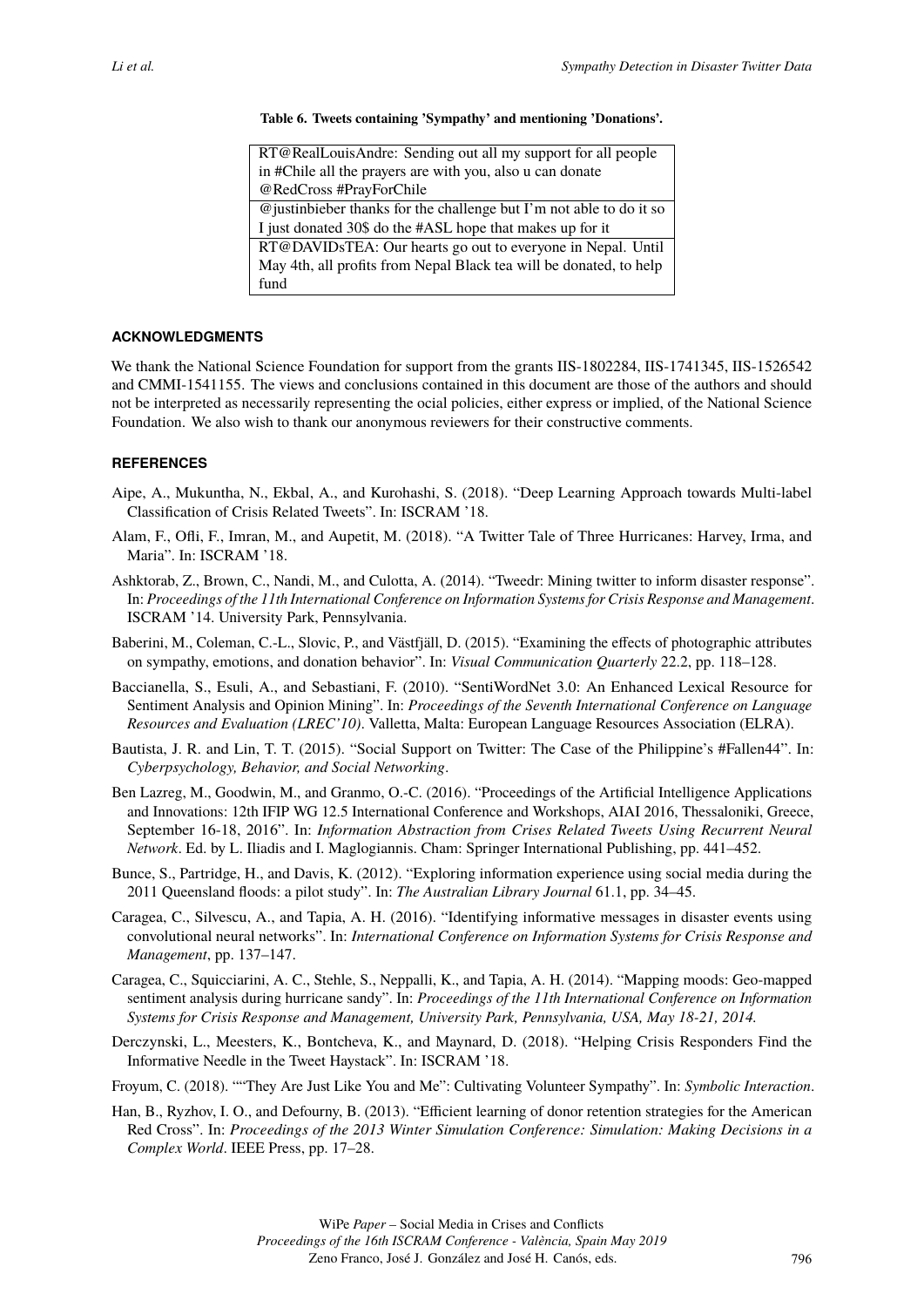**Table 6. Tweets containing 'Sympathy' and mentioning 'Donations'.**

| |
|---|
| RT@RealLouisAndre: Sending out all my support for all people in #Chile all the prayers are with you, also u can donate @RedCross #PrayForChile |
| @justinbieber thanks for the challenge but I'm not able to do it so I just donated 30$ do the #ASL hope that makes up for it |
| RT@DAVIDsTEA: Our hearts go out to everyone in Nepal. Until May 4th, all profits from Nepal Black tea will be donated, to help fund |

## ACKNOWLEDGMENTS

We thank the National Science Foundation for support from the grants IIS-1802284, IIS-1741345, IIS-1526542 and CMMI-1541155. The views and conclusions contained in this document are those of the authors and should not be interpreted as necessarily representing the ocial policies, either express or implied, of the National Science Foundation. We also wish to thank our anonymous reviewers for their constructive comments.

## REFERENCES

Aipe, A., Mukuntha, N., Ekbal, A., and Kurohashi, S. (2018). "Deep Learning Approach towards Multi-label Classification of Crisis Related Tweets". In: ISCRAM '18.

Alam, F., Ofli, F., Imran, M., and Aupetit, M. (2018). "A Twitter Tale of Three Hurricanes: Harvey, Irma, and Maria". In: ISCRAM '18.

Ashktorab, Z., Brown, C., Nandi, M., and Culotta, A. (2014). "Tweedr: Mining twitter to inform disaster response". In: *Proceedings of the 11th International Conference on Information Systems for Crisis Response and Management*. ISCRAM '14. University Park, Pennsylvania.

Baberini, M., Coleman, C.-L., Slovic, P., and Västfjäll, D. (2015). "Examining the effects of photographic attributes on sympathy, emotions, and donation behavior". In: *Visual Communication Quarterly* 22.2, pp. 118–128.

Baccianella, S., Esuli, A., and Sebastiani, F. (2010). "SentiWordNet 3.0: An Enhanced Lexical Resource for Sentiment Analysis and Opinion Mining". In: *Proceedings of the Seventh International Conference on Language Resources and Evaluation (LREC'10)*. Valletta, Malta: European Language Resources Association (ELRA).

Bautista, J. R. and Lin, T. T. (2015). "Social Support on Twitter: The Case of the Philippine's #Fallen44". In: *Cyberpsychology, Behavior, and Social Networking*.

Ben Lazreg, M., Goodwin, M., and Granmo, O.-C. (2016). "Proceedings of the Artificial Intelligence Applications and Innovations: 12th IFIP WG 12.5 International Conference and Workshops, AIAI 2016, Thessaloniki, Greece, September 16-18, 2016". In: *Information Abstraction from Crises Related Tweets Using Recurrent Neural Network*. Ed. by L. Iliadis and I. Maglogiannis. Cham: Springer International Publishing, pp. 441–452.

Bunce, S., Partridge, H., and Davis, K. (2012). "Exploring information experience using social media during the 2011 Queensland floods: a pilot study". In: *The Australian Library Journal* 61.1, pp. 34–45.

Caragea, C., Silvescu, A., and Tapia, A. H. (2016). "Identifying informative messages in disaster events using convolutional neural networks". In: *International Conference on Information Systems for Crisis Response and Management*, pp. 137–147.

Caragea, C., Squicciarini, A. C., Stehle, S., Neppalli, K., and Tapia, A. H. (2014). "Mapping moods: Geo-mapped sentiment analysis during hurricane sandy". In: *Proceedings of the 11th International Conference on Information Systems for Crisis Response and Management, University Park, Pennsylvania, USA, May 18-21, 2014.*

Derczynski, L., Meesters, K., Bontcheva, K., and Maynard, D. (2018). "Helping Crisis Responders Find the Informative Needle in the Tweet Haystack". In: ISCRAM '18.

Froyum, C. (2018). ""They Are Just Like You and Me": Cultivating Volunteer Sympathy". In: *Symbolic Interaction*.

Han, B., Ryzhov, I. O., and Defourny, B. (2013). "Efficient learning of donor retention strategies for the American Red Cross". In: *Proceedings of the 2013 Winter Simulation Conference: Simulation: Making Decisions in a Complex World*. IEEE Press, pp. 17–28.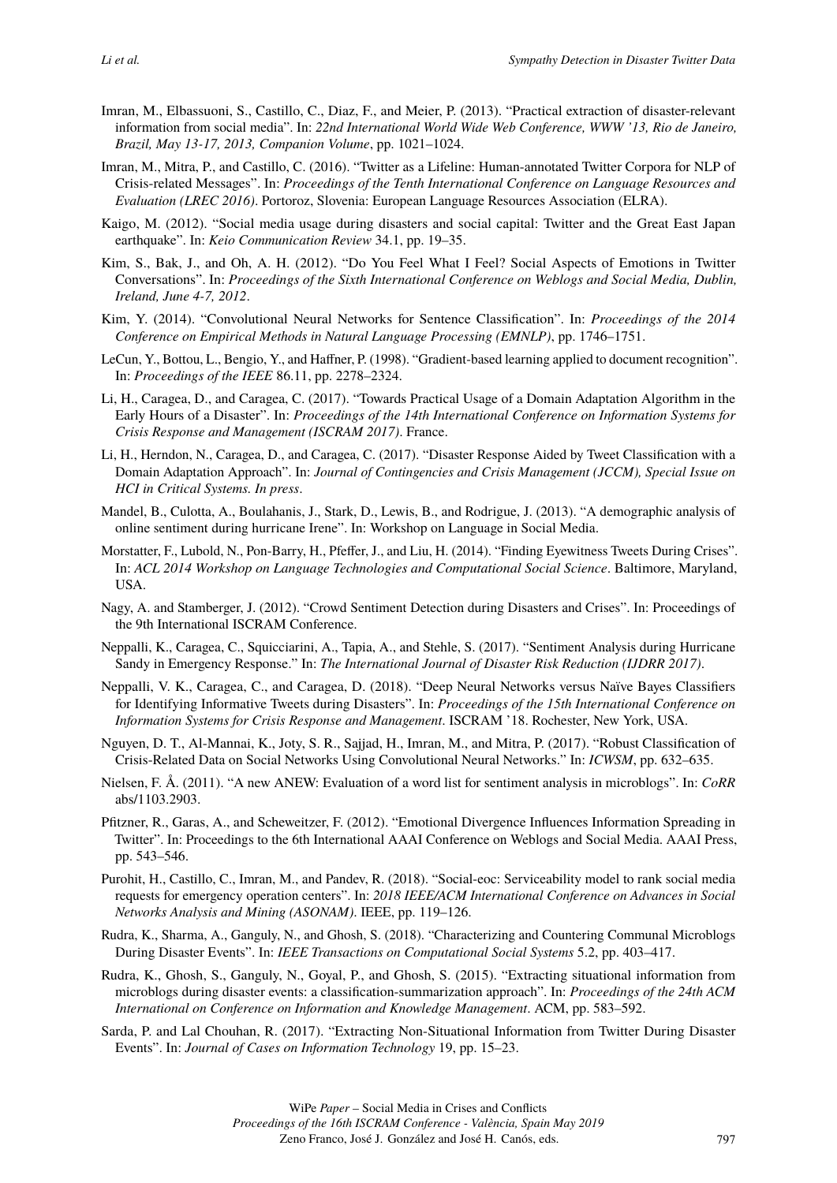Imran, M., Elbassuoni, S., Castillo, C., Diaz, F., and Meier, P. (2013). "Practical extraction of disaster-relevant information from social media". In: *22nd International World Wide Web Conference, WWW '13, Rio de Janeiro, Brazil, May 13-17, 2013, Companion Volume*, pp. 1021–1024.

Imran, M., Mitra, P., and Castillo, C. (2016). "Twitter as a Lifeline: Human-annotated Twitter Corpora for NLP of Crisis-related Messages". In: *Proceedings of the Tenth International Conference on Language Resources and Evaluation (LREC 2016)*. Portoroz, Slovenia: European Language Resources Association (ELRA).

Kaigo, M. (2012). "Social media usage during disasters and social capital: Twitter and the Great East Japan earthquake". In: *Keio Communication Review* 34.1, pp. 19–35.

Kim, S., Bak, J., and Oh, A. H. (2012). "Do You Feel What I Feel? Social Aspects of Emotions in Twitter Conversations". In: *Proceedings of the Sixth International Conference on Weblogs and Social Media, Dublin, Ireland, June 4-7, 2012*.

Kim, Y. (2014). "Convolutional Neural Networks for Sentence Classification". In: *Proceedings of the 2014 Conference on Empirical Methods in Natural Language Processing (EMNLP)*, pp. 1746–1751.

LeCun, Y., Bottou, L., Bengio, Y., and Haffner, P. (1998). "Gradient-based learning applied to document recognition". In: *Proceedings of the IEEE* 86.11, pp. 2278–2324.

Li, H., Caragea, D., and Caragea, C. (2017). "Towards Practical Usage of a Domain Adaptation Algorithm in the Early Hours of a Disaster". In: *Proceedings of the 14th International Conference on Information Systems for Crisis Response and Management (ISCRAM 2017)*. France.

Li, H., Herndon, N., Caragea, D., and Caragea, C. (2017). "Disaster Response Aided by Tweet Classification with a Domain Adaptation Approach". In: *Journal of Contingencies and Crisis Management (JCCM), Special Issue on HCI in Critical Systems. In press*.

Mandel, B., Culotta, A., Boulahanis, J., Stark, D., Lewis, B., and Rodrigue, J. (2013). "A demographic analysis of online sentiment during hurricane Irene". In: Workshop on Language in Social Media.

Morstatter, F., Lubold, N., Pon-Barry, H., Pfeffer, J., and Liu, H. (2014). "Finding Eyewitness Tweets During Crises". In: *ACL 2014 Workshop on Language Technologies and Computational Social Science*. Baltimore, Maryland, USA.

Nagy, A. and Stamberger, J. (2012). "Crowd Sentiment Detection during Disasters and Crises". In: Proceedings of the 9th International ISCRAM Conference.

Neppalli, K., Caragea, C., Squicciarini, A., Tapia, A., and Stehle, S. (2017). "Sentiment Analysis during Hurricane Sandy in Emergency Response." In: *The International Journal of Disaster Risk Reduction (IJDRR 2017)*.

Neppalli, V. K., Caragea, C., and Caragea, D. (2018). "Deep Neural Networks versus Naïve Bayes Classifiers for Identifying Informative Tweets during Disasters". In: *Proceedings of the 15th International Conference on Information Systems for Crisis Response and Management*. ISCRAM '18. Rochester, New York, USA.

Nguyen, D. T., Al-Mannai, K., Joty, S. R., Sajjad, H., Imran, M., and Mitra, P. (2017). "Robust Classification of Crisis-Related Data on Social Networks Using Convolutional Neural Networks." In: *ICWSM*, pp. 632–635.

Nielsen, F. Å. (2011). "A new ANEW: Evaluation of a word list for sentiment analysis in microblogs". In: *CoRR* abs/1103.2903.

Pfitzner, R., Garas, A., and Scheweitzer, F. (2012). "Emotional Divergence Influences Information Spreading in Twitter". In: Proceedings to the 6th International AAAI Conference on Weblogs and Social Media. AAAI Press, pp. 543–546.

Purohit, H., Castillo, C., Imran, M., and Pandev, R. (2018). "Social-eoc: Serviceability model to rank social media requests for emergency operation centers". In: *2018 IEEE/ACM International Conference on Advances in Social Networks Analysis and Mining (ASONAM)*. IEEE, pp. 119–126.

Rudra, K., Sharma, A., Ganguly, N., and Ghosh, S. (2018). "Characterizing and Countering Communal Microblogs During Disaster Events". In: *IEEE Transactions on Computational Social Systems* 5.2, pp. 403–417.

Rudra, K., Ghosh, S., Ganguly, N., Goyal, P., and Ghosh, S. (2015). "Extracting situational information from microblogs during disaster events: a classification-summarization approach". In: *Proceedings of the 24th ACM International on Conference on Information and Knowledge Management*. ACM, pp. 583–592.

Sarda, P. and Lal Chouhan, R. (2017). "Extracting Non-Situational Information from Twitter During Disaster Events". In: *Journal of Cases on Information Technology* 19, pp. 15–23.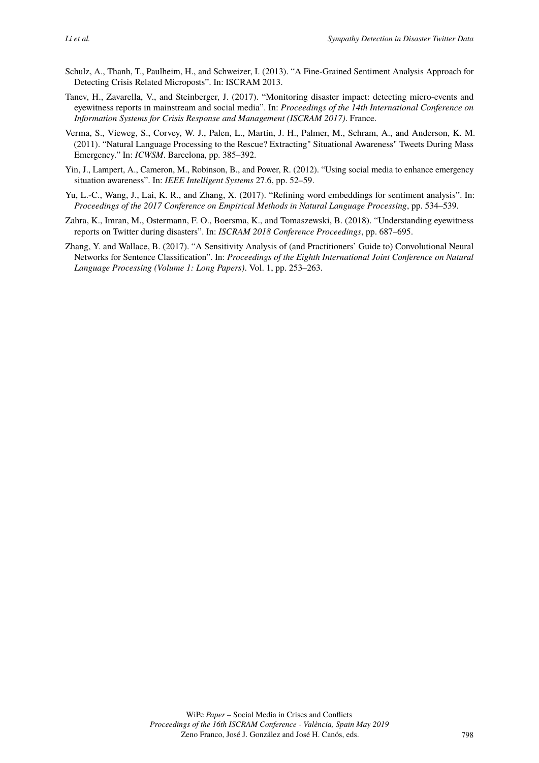Schulz, A., Thanh, T., Paulheim, H., and Schweizer, I. (2013). "A Fine-Grained Sentiment Analysis Approach for Detecting Crisis Related Microposts". In: ISCRAM 2013.

Tanev, H., Zavarella, V., and Steinberger, J. (2017). "Monitoring disaster impact: detecting micro-events and eyewitness reports in mainstream and social media". In: *Proceedings of the 14th International Conference on Information Systems for Crisis Response and Management (ISCRAM 2017)*. France.

Verma, S., Vieweg, S., Corvey, W. J., Palen, L., Martin, J. H., Palmer, M., Schram, A., and Anderson, K. M. (2011). "Natural Language Processing to the Rescue? Extracting" Situational Awareness" Tweets During Mass Emergency." In: *ICWSM*. Barcelona, pp. 385–392.

Yin, J., Lampert, A., Cameron, M., Robinson, B., and Power, R. (2012). "Using social media to enhance emergency situation awareness". In: *IEEE Intelligent Systems* 27.6, pp. 52–59.

Yu, L.-C., Wang, J., Lai, K. R., and Zhang, X. (2017). "Refining word embeddings for sentiment analysis". In: *Proceedings of the 2017 Conference on Empirical Methods in Natural Language Processing*, pp. 534–539.

Zahra, K., Imran, M., Ostermann, F. O., Boersma, K., and Tomaszewski, B. (2018). "Understanding eyewitness reports on Twitter during disasters". In: *ISCRAM 2018 Conference Proceedings*, pp. 687–695.

Zhang, Y. and Wallace, B. (2017). "A Sensitivity Analysis of (and Practitioners' Guide to) Convolutional Neural Networks for Sentence Classification". In: *Proceedings of the Eighth International Joint Conference on Natural Language Processing (Volume 1: Long Papers)*. Vol. 1, pp. 253–263.